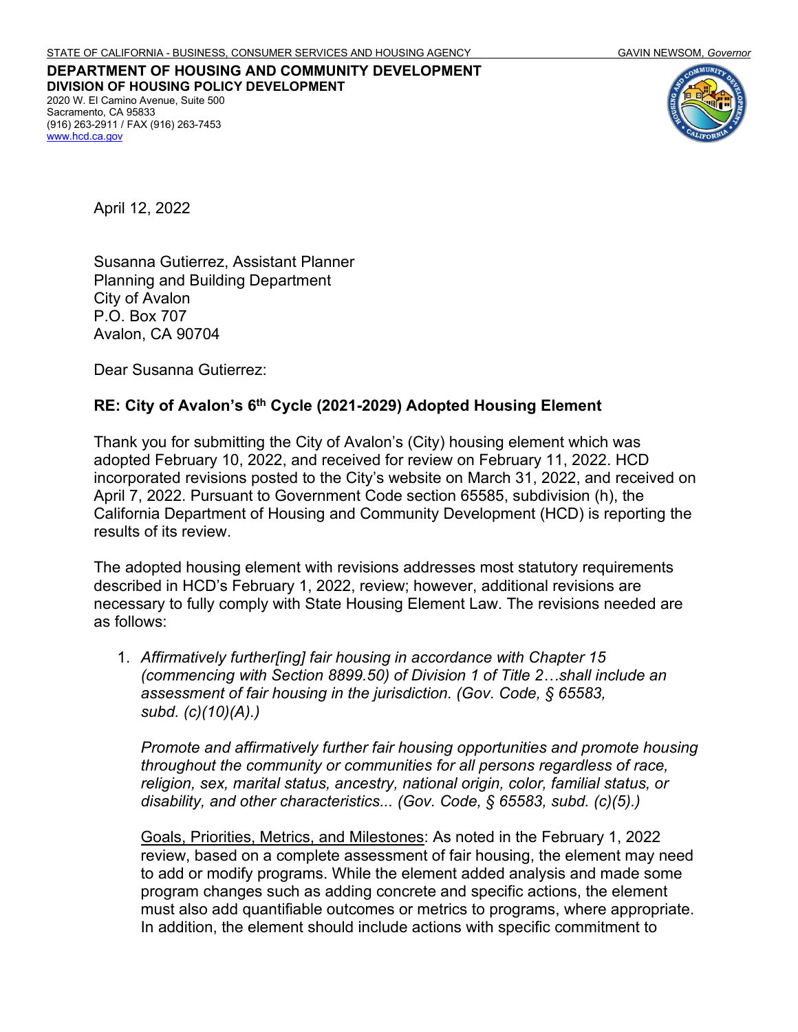STATE OF CALIFORNIA - BUSINESS, CONSUMER SERVICES AND HOUSING AGENCY GAVIN NEWSOM, *Governor*

**DEPARTMENT OF HOUSING AND COMMUNITY DEVELOPMENT**
**DIVISION OF HOUSING POLICY DEVELOPMENT**
2020 W. El Camino Avenue, Suite 500
Sacramento, CA 95833
(916) 263-2911 / FAX (916) 263-7453
www.hcd.ca.gov

April 12, 2022

Susanna Gutierrez, Assistant Planner
Planning and Building Department
City of Avalon
P.O. Box 707
Avalon, CA 90704

Dear Susanna Gutierrez:

**RE: City of Avalon's 6th Cycle (2021-2029) Adopted Housing Element**

Thank you for submitting the City of Avalon's (City) housing element which was adopted February 10, 2022, and received for review on February 11, 2022. HCD incorporated revisions posted to the City's website on March 31, 2022, and received on April 7, 2022. Pursuant to Government Code section 65585, subdivision (h), the California Department of Housing and Community Development (HCD) is reporting the results of its review.

The adopted housing element with revisions addresses most statutory requirements described in HCD's February 1, 2022, review; however, additional revisions are necessary to fully comply with State Housing Element Law. The revisions needed are as follows:

1. *Affirmatively further[ing] fair housing in accordance with Chapter 15 (commencing with Section 8899.50) of Division 1 of Title 2…shall include an assessment of fair housing in the jurisdiction. (Gov. Code, § 65583, subd. (c)(10)(A).)*

   *Promote and affirmatively further fair housing opportunities and promote housing throughout the community or communities for all persons regardless of race, religion, sex, marital status, ancestry, national origin, color, familial status, or disability, and other characteristics... (Gov. Code, § 65583, subd. (c)(5).)*

   Goals, Priorities, Metrics, and Milestones: As noted in the February 1, 2022 review, based on a complete assessment of fair housing, the element may need to add or modify programs. While the element added analysis and made some program changes such as adding concrete and specific actions, the element must also add quantifiable outcomes or metrics to programs, where appropriate. In addition, the element should include actions with specific commitment to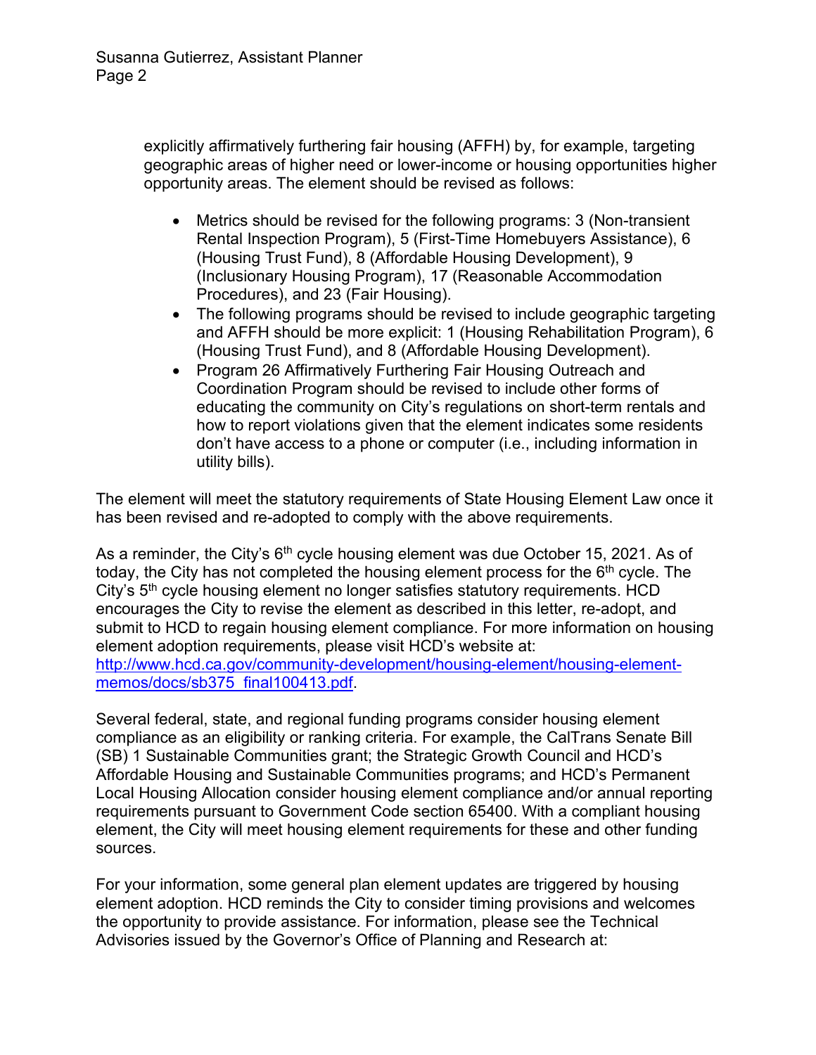explicitly affirmatively furthering fair housing (AFFH) by, for example, targeting geographic areas of higher need or lower-income or housing opportunities higher opportunity areas. The element should be revised as follows:

- Metrics should be revised for the following programs: 3 (Non-transient Rental Inspection Program), 5 (First-Time Homebuyers Assistance), 6 (Housing Trust Fund), 8 (Affordable Housing Development), 9 (Inclusionary Housing Program), 17 (Reasonable Accommodation Procedures), and 23 (Fair Housing).
- The following programs should be revised to include geographic targeting and AFFH should be more explicit: 1 (Housing Rehabilitation Program), 6 (Housing Trust Fund), and 8 (Affordable Housing Development).
- Program 26 Affirmatively Furthering Fair Housing Outreach and Coordination Program should be revised to include other forms of educating the community on City's regulations on short-term rentals and how to report violations given that the element indicates some residents don't have access to a phone or computer (i.e., including information in utility bills).

The element will meet the statutory requirements of State Housing Element Law once it has been revised and re-adopted to comply with the above requirements.

As a reminder, the City's 6th cycle housing element was due October 15, 2021. As of today, the City has not completed the housing element process for the 6th cycle. The City's 5th cycle housing element no longer satisfies statutory requirements. HCD encourages the City to revise the element as described in this letter, re-adopt, and submit to HCD to regain housing element compliance. For more information on housing element adoption requirements, please visit HCD's website at: [http://www.hcd.ca.gov/community-development/housing-element/housing-element-memos/docs/sb375_final100413.pdf](http://www.hcd.ca.gov/community-development/housing-element/housing-element-memos/docs/sb375_final100413.pdf).

Several federal, state, and regional funding programs consider housing element compliance as an eligibility or ranking criteria. For example, the CalTrans Senate Bill (SB) 1 Sustainable Communities grant; the Strategic Growth Council and HCD's Affordable Housing and Sustainable Communities programs; and HCD's Permanent Local Housing Allocation consider housing element compliance and/or annual reporting requirements pursuant to Government Code section 65400. With a compliant housing element, the City will meet housing element requirements for these and other funding sources.

For your information, some general plan element updates are triggered by housing element adoption. HCD reminds the City to consider timing provisions and welcomes the opportunity to provide assistance. For information, please see the Technical Advisories issued by the Governor's Office of Planning and Research at: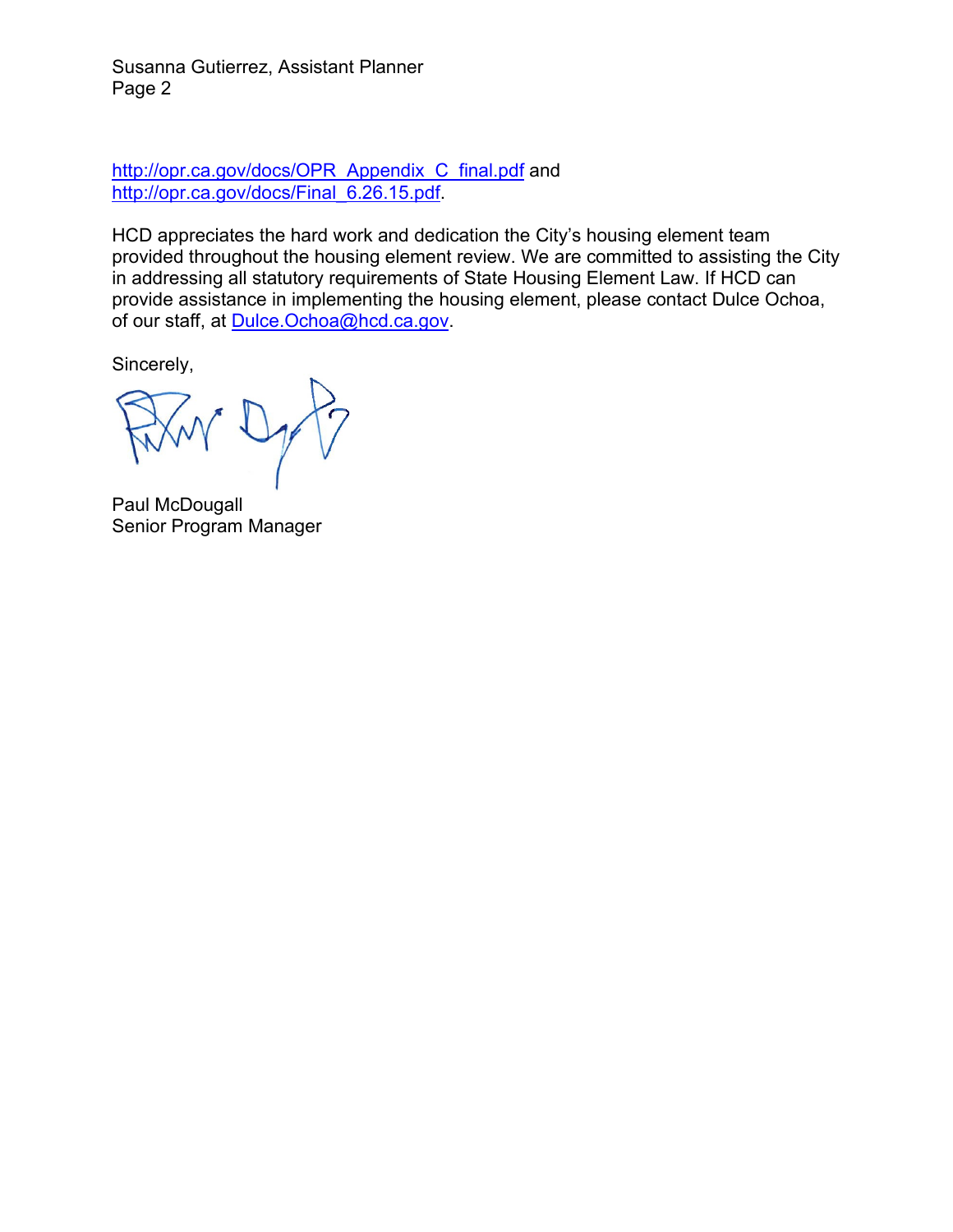http://opr.ca.gov/docs/OPR_Appendix_C_final.pdf and http://opr.ca.gov/docs/Final_6.26.15.pdf.

HCD appreciates the hard work and dedication the City's housing element team provided throughout the housing element review. We are committed to assisting the City in addressing all statutory requirements of State Housing Element Law. If HCD can provide assistance in implementing the housing element, please contact Dulce Ochoa, of our staff, at Dulce.Ochoa@hcd.ca.gov.

Sincerely,

Paul McDougall
Senior Program Manager